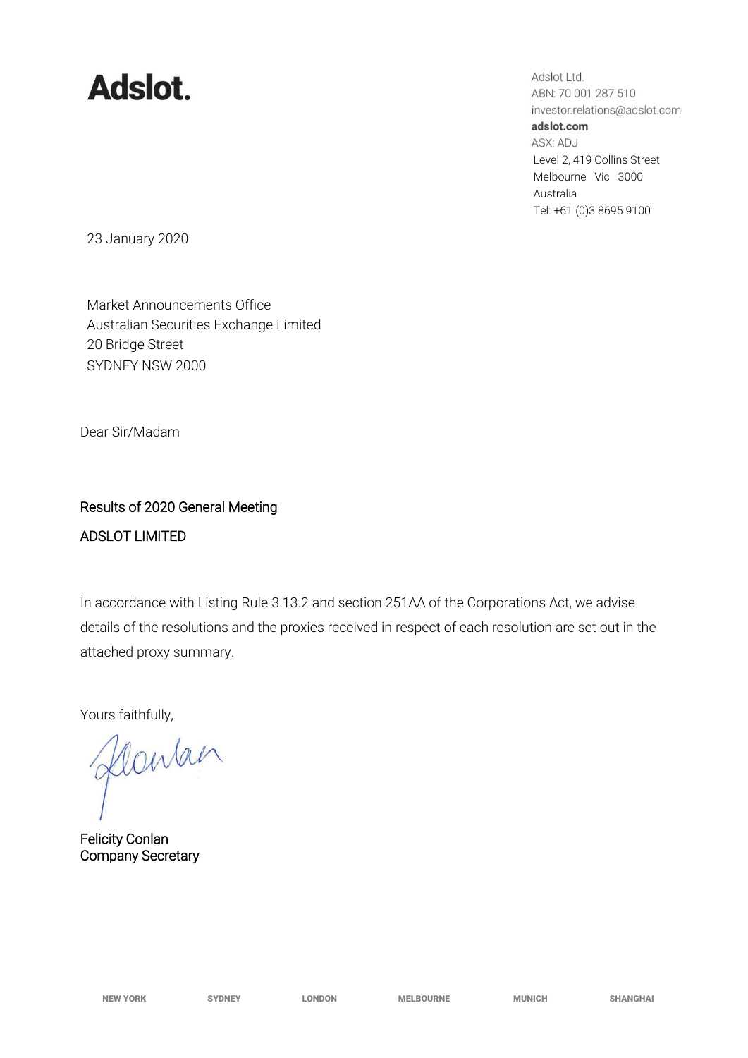**Adslot.**

Adslot Ltd.
ABN: 70 001 287 510
investor.relations@adslot.com
**adslot.com**
ASX: ADJ
Level 2, 419 Collins Street
Melbourne Vic 3000
Australia
Tel: +61 (0)3 8695 9100

23 January 2020

Market Announcements Office
Australian Securities Exchange Limited
20 Bridge Street
SYDNEY NSW 2000

Dear Sir/Madam

Results of 2020 General Meeting

ADSLOT LIMITED

In accordance with Listing Rule 3.13.2 and section 251AA of the Corporations Act, we advise details of the resolutions and the proxies received in respect of each resolution are set out in the attached proxy summary.

Yours faithfully,

Felicity Conlan
Company Secretary

NEW YORK SYDNEY LONDON MELBOURNE MUNICH SHANGHAI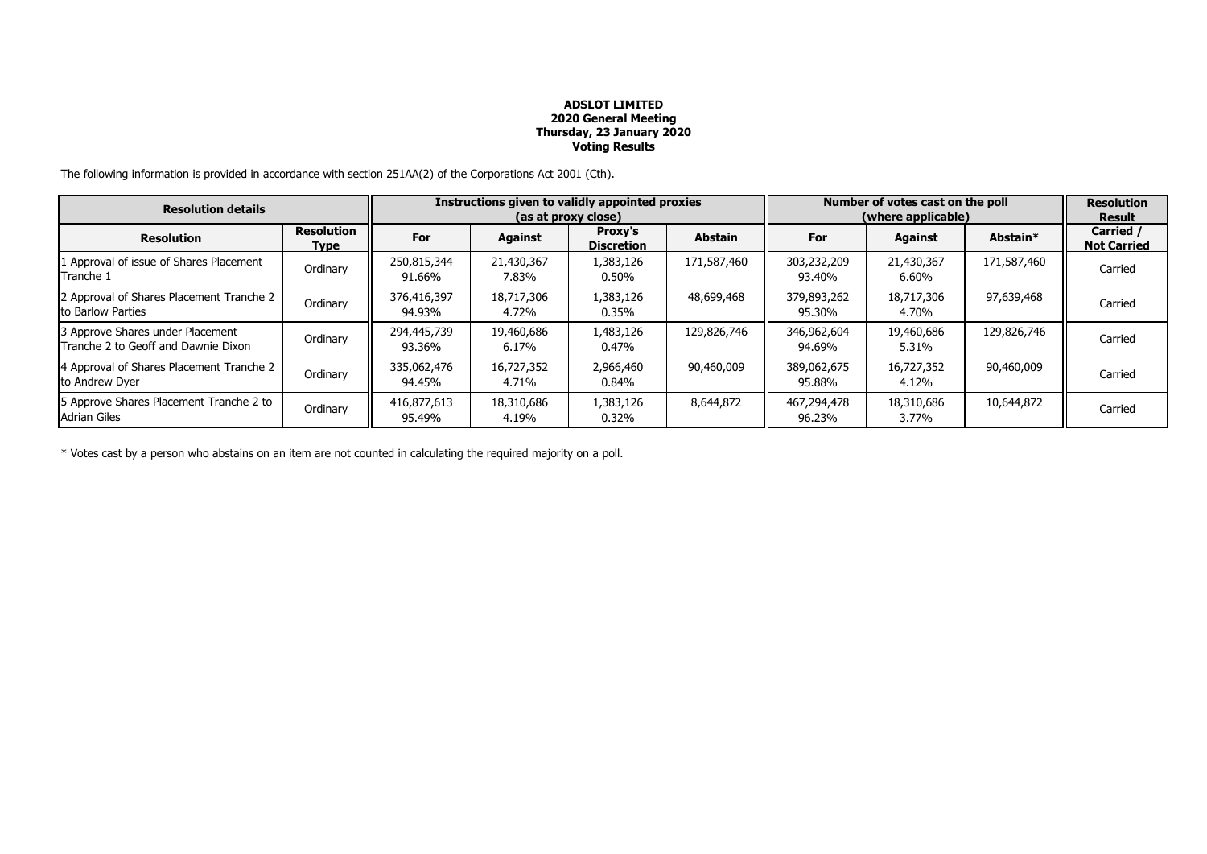**ADSLOT LIMITED**
**2020 General Meeting**
**Thursday, 23 January 2020**
**Voting Results**

The following information is provided in accordance with section 251AA(2) of the Corporations Act 2001 (Cth).

| Resolution details | | Instructions given to validly appointed proxies (as at proxy close) | | | | Number of votes cast on the poll (where applicable) | | | Resolution Result |
|---|---|---|---|---|---|---|---|---|---|
| **Resolution** | **Resolution Type** | **For** | **Against** | **Proxy's Discretion** | **Abstain** | **For** | **Against** | **Abstain*** | **Carried / Not Carried** |
| 1 Approval of issue of Shares Placement Tranche 1 | Ordinary | 250,815,344 91.66% | 21,430,367 7.83% | 1,383,126 0.50% | 171,587,460 | 303,232,209 93.40% | 21,430,367 6.60% | 171,587,460 | Carried |
| 2 Approval of Shares Placement Tranche 2 to Barlow Parties | Ordinary | 376,416,397 94.93% | 18,717,306 4.72% | 1,383,126 0.35% | 48,699,468 | 379,893,262 95.30% | 18,717,306 4.70% | 97,639,468 | Carried |
| 3 Approve Shares under Placement Tranche 2 to Geoff and Dawnie Dixon | Ordinary | 294,445,739 93.36% | 19,460,686 6.17% | 1,483,126 0.47% | 129,826,746 | 346,962,604 94.69% | 19,460,686 5.31% | 129,826,746 | Carried |
| 4 Approval of Shares Placement Tranche 2 to Andrew Dyer | Ordinary | 335,062,476 94.45% | 16,727,352 4.71% | 2,966,460 0.84% | 90,460,009 | 389,062,675 95.88% | 16,727,352 4.12% | 90,460,009 | Carried |
| 5 Approve Shares Placement Tranche 2 to Adrian Giles | Ordinary | 416,877,613 95.49% | 18,310,686 4.19% | 1,383,126 0.32% | 8,644,872 | 467,294,478 96.23% | 18,310,686 3.77% | 10,644,872 | Carried |

* Votes cast by a person who abstains on an item are not counted in calculating the required majority on a poll.